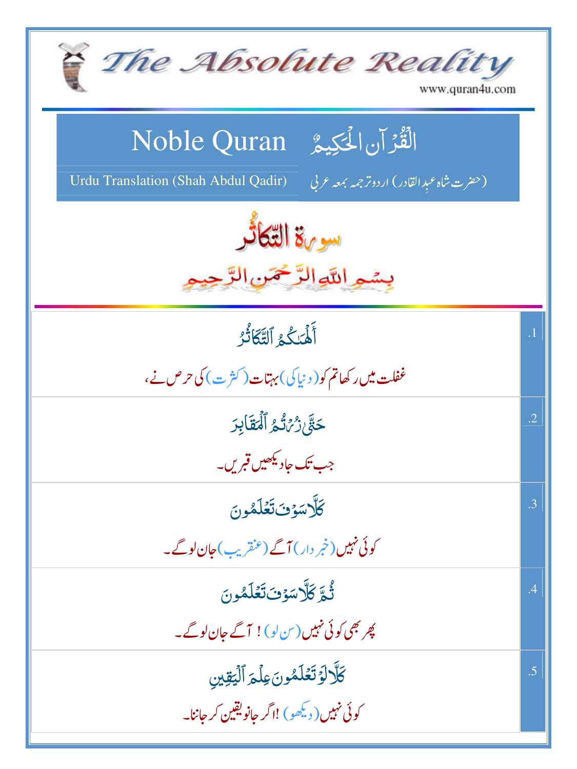# The Absolute Reality

www.quran4u.com

## Noble Quran القُرْآنُ الحَكِيمُ

Urdu Translation (Shah Abdul Qadir) (حضرت شاہ عبدِالقادر) اردو ترجمہ بمعہ عربی

## سورۃ التّکاثُر

بِسْمِ اللّٰہِ الرَّحْمٰنِ الرَّحِیْمِ

| | |
|---|---|
| .1 | أَلْهَىٰكُمُ ٱلتَّكَاثُرُ<br>غفلت میں رکھا تم کو (دنیا کی) بہتات (کثرت) کی حرص نے، |
| .2 | حَتَّىٰ زُرْتُمُ ٱلْمَقَابِرَ<br>جب تک جا دیکھیں قبریں۔ |
| .3 | كَلَّا سَوْفَ تَعْلَمُونَ<br>کوئی نہیں (خبردار) آگے (عنقریب) جان لوگے۔ |
| .4 | ثُمَّ كَلَّا سَوْفَ تَعْلَمُونَ<br>پھر بھی کوئی نہیں (سن لو)! آگے جان لوگے۔ |
| .5 | كَلَّا لَوْ تَعْلَمُونَ عِلْمَ ٱلْيَقِينِ<br>کوئی نہیں (دیکھو)! اگر جانو یقین کر جاننا۔ |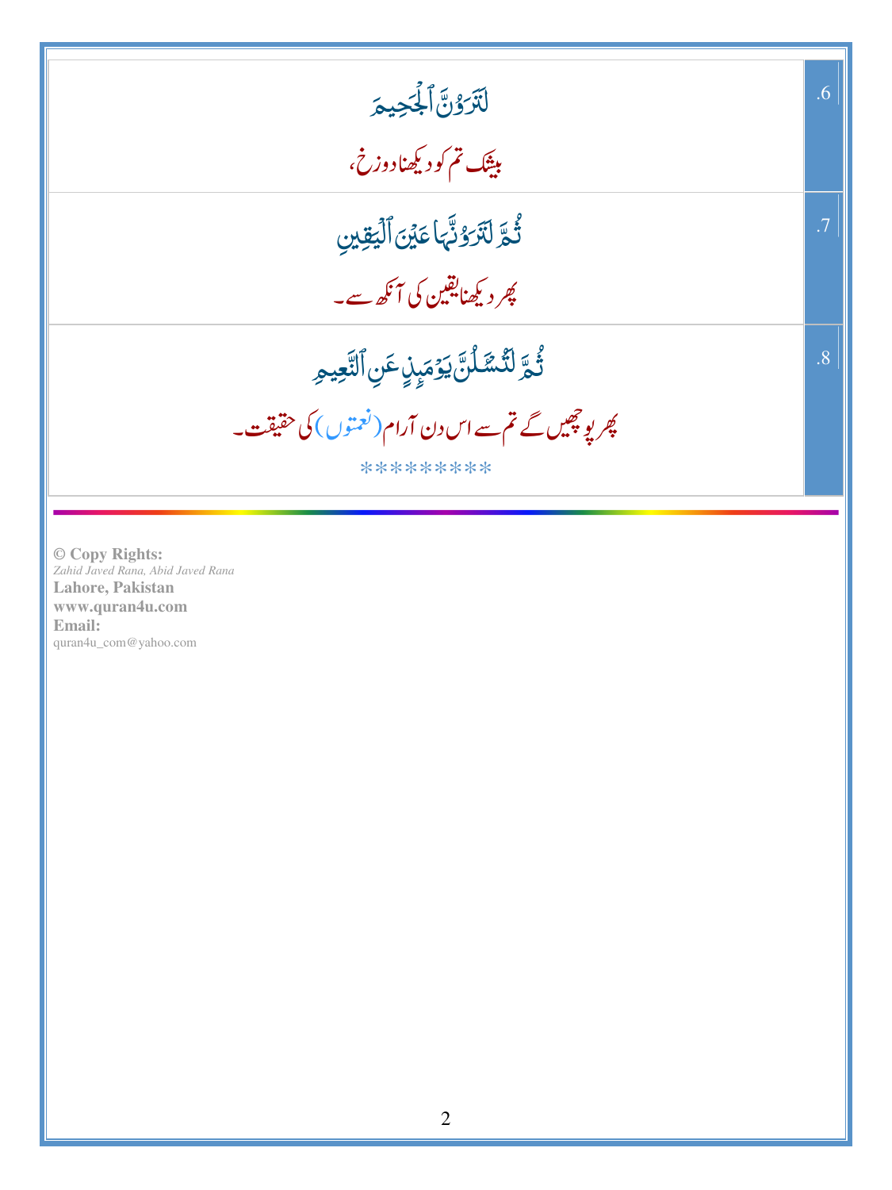| | |
|---|---|
| لَتَرَوُنَّ ٱلۡجَحِيمَ<br>بیشک تم کو دیکھنا دوزخ، | .6 |
| ثُمَّ لَتَرَوُنَّهَا عَيۡنَ ٱلۡيَقِينِ<br>پھر دیکھنا یقین کی آنکھ سے۔ | .7 |
| ثُمَّ لَتُسۡـَٔلُنَّ يَوۡمَئِذٍ عَنِ ٱلنَّعِيمِ<br>پھر پوچھیں گے تم سے اس دن آرام (نعمتوں) کی حقیقت۔<br>********* | .8 |

**© Copy Rights:**
*Zahid Javed Rana, Abid Javed Rana*
**Lahore, Pakistan**
**www.quran4u.com**
**Email:**
quran4u_com@yahoo.com